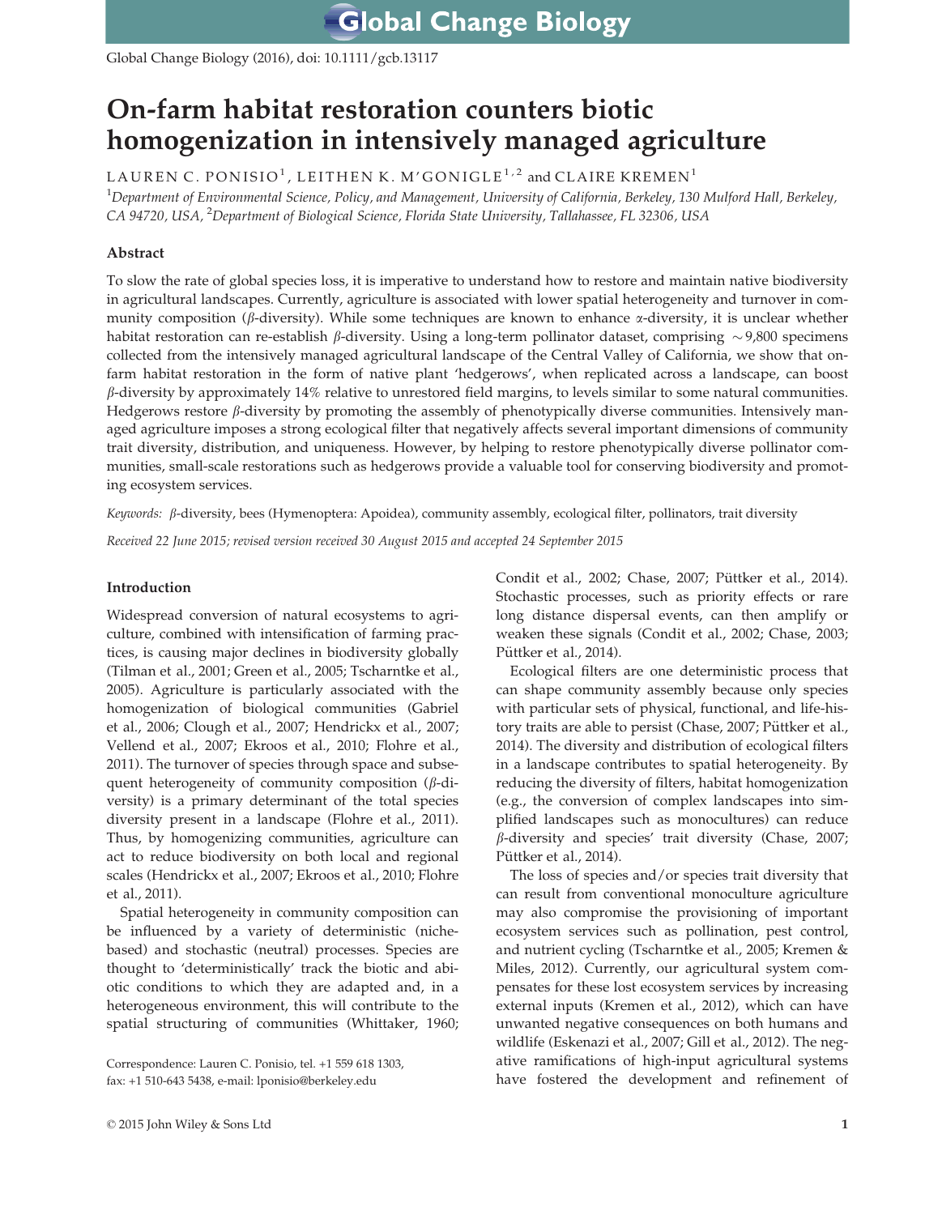Global Change Biology (2016), doi: 10.1111/gcb.13117

# On-farm habitat restoration counters biotic homogenization in intensively managed agriculture

LAUREN C. PONISIO[1], LEITHEN K. M'GONIGLE[1,2] and CLAIRE KREMEN[1]

[1]*Department of Environmental Science, Policy, and Management, University of California, Berkeley, 130 Mulford Hall, Berkeley, CA 94720, USA,* [2]*Department of Biological Science, Florida State University, Tallahassee, FL 32306, USA*

## Abstract

To slow the rate of global species loss, it is imperative to understand how to restore and maintain native biodiversity in agricultural landscapes. Currently, agriculture is associated with lower spatial heterogeneity and turnover in community composition ($\beta$-diversity). While some techniques are known to enhance $\alpha$-diversity, it is unclear whether habitat restoration can re-establish $\beta$-diversity. Using a long-term pollinator dataset, comprising ~9,800 specimens collected from the intensively managed agricultural landscape of the Central Valley of California, we show that on-farm habitat restoration in the form of native plant 'hedgerows', when replicated across a landscape, can boost $\beta$-diversity by approximately 14% relative to unrestored field margins, to levels similar to some natural communities. Hedgerows restore $\beta$-diversity by promoting the assembly of phenotypically diverse communities. Intensively managed agriculture imposes a strong ecological filter that negatively affects several important dimensions of community trait diversity, distribution, and uniqueness. However, by helping to restore phenotypically diverse pollinator communities, small-scale restorations such as hedgerows provide a valuable tool for conserving biodiversity and promoting ecosystem services.

*Keywords:* $\beta$-diversity, bees (Hymenoptera: Apoidea), community assembly, ecological filter, pollinators, trait diversity

*Received 22 June 2015; revised version received 30 August 2015 and accepted 24 September 2015*

## Introduction

Widespread conversion of natural ecosystems to agriculture, combined with intensification of farming practices, is causing major declines in biodiversity globally (Tilman et al., 2001; Green et al., 2005; Tscharntke et al., 2005). Agriculture is particularly associated with the homogenization of biological communities (Gabriel et al., 2006; Clough et al., 2007; Hendrickx et al., 2007; Vellend et al., 2007; Ekroos et al., 2010; Flohre et al., 2011). The turnover of species through space and subsequent heterogeneity of community composition ($\beta$-diversity) is a primary determinant of the total species diversity present in a landscape (Flohre et al., 2011). Thus, by homogenizing communities, agriculture can act to reduce biodiversity on both local and regional scales (Hendrickx et al., 2007; Ekroos et al., 2010; Flohre et al., 2011).

Spatial heterogeneity in community composition can be influenced by a variety of deterministic (niche-based) and stochastic (neutral) processes. Species are thought to 'deterministically' track the biotic and abiotic conditions to which they are adapted and, in a heterogeneous environment, this will contribute to the spatial structuring of communities (Whittaker, 1960; Condit et al., 2002; Chase, 2007; Püttker et al., 2014). Stochastic processes, such as priority effects or rare long distance dispersal events, can then amplify or weaken these signals (Condit et al., 2002; Chase, 2003; Püttker et al., 2014).

Ecological filters are one deterministic process that can shape community assembly because only species with particular sets of physical, functional, and life-history traits are able to persist (Chase, 2007; Püttker et al., 2014). The diversity and distribution of ecological filters in a landscape contributes to spatial heterogeneity. By reducing the diversity of filters, habitat homogenization (e.g., the conversion of complex landscapes into simplified landscapes such as monocultures) can reduce $\beta$-diversity and species' trait diversity (Chase, 2007; Püttker et al., 2014).

The loss of species and/or species trait diversity that can result from conventional monoculture agriculture may also compromise the provisioning of important ecosystem services such as pollination, pest control, and nutrient cycling (Tscharntke et al., 2005; Kremen & Miles, 2012). Currently, our agricultural system compensates for these lost ecosystem services by increasing external inputs (Kremen et al., 2012), which can have unwanted negative consequences on both humans and wildlife (Eskenazi et al., 2007; Gill et al., 2012). The negative ramifications of high-input agricultural systems have fostered the development and refinement of

Correspondence: Lauren C. Ponisio, tel. +1 559 618 1303, fax: +1 510-643 5438, e-mail: lponisio@berkeley.edu

© 2015 John Wiley & Sons Ltd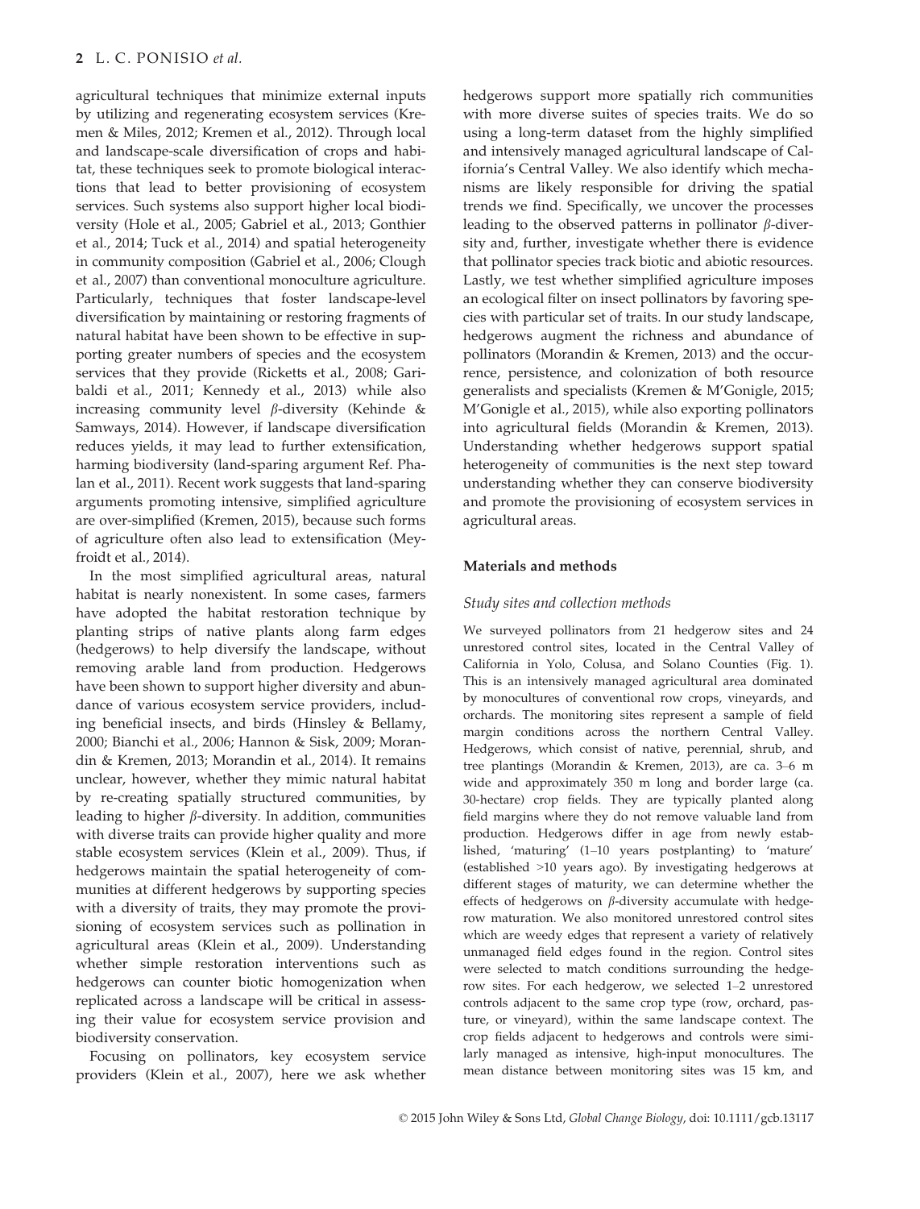agricultural techniques that minimize external inputs by utilizing and regenerating ecosystem services (Kremen & Miles, 2012; Kremen et al., 2012). Through local and landscape-scale diversification of crops and habitat, these techniques seek to promote biological interactions that lead to better provisioning of ecosystem services. Such systems also support higher local biodiversity (Hole et al., 2005; Gabriel et al., 2013; Gonthier et al., 2014; Tuck et al., 2014) and spatial heterogeneity in community composition (Gabriel et al., 2006; Clough et al., 2007) than conventional monoculture agriculture. Particularly, techniques that foster landscape-level diversification by maintaining or restoring fragments of natural habitat have been shown to be effective in supporting greater numbers of species and the ecosystem services that they provide (Ricketts et al., 2008; Garibaldi et al., 2011; Kennedy et al., 2013) while also increasing community level $\beta$-diversity (Kehinde & Samways, 2014). However, if landscape diversification reduces yields, it may lead to further extensification, harming biodiversity (land-sparing argument Ref. Phalan et al., 2011). Recent work suggests that land-sparing arguments promoting intensive, simplified agriculture are over-simplified (Kremen, 2015), because such forms of agriculture often also lead to extensification (Meyfroidt et al., 2014).

In the most simplified agricultural areas, natural habitat is nearly nonexistent. In some cases, farmers have adopted the habitat restoration technique by planting strips of native plants along farm edges (hedgerows) to help diversify the landscape, without removing arable land from production. Hedgerows have been shown to support higher diversity and abundance of various ecosystem service providers, including beneficial insects, and birds (Hinsley & Bellamy, 2000; Bianchi et al., 2006; Hannon & Sisk, 2009; Morandin & Kremen, 2013; Morandin et al., 2014). It remains unclear, however, whether they mimic natural habitat by re-creating spatially structured communities, by leading to higher $\beta$-diversity. In addition, communities with diverse traits can provide higher quality and more stable ecosystem services (Klein et al., 2009). Thus, if hedgerows maintain the spatial heterogeneity of communities at different hedgerows by supporting species with a diversity of traits, they may promote the provisioning of ecosystem services such as pollination in agricultural areas (Klein et al., 2009). Understanding whether simple restoration interventions such as hedgerows can counter biotic homogenization when replicated across a landscape will be critical in assessing their value for ecosystem service provision and biodiversity conservation.

Focusing on pollinators, key ecosystem service providers (Klein et al., 2007), here we ask whether hedgerows support more spatially rich communities with more diverse suites of species traits. We do so using a long-term dataset from the highly simplified and intensively managed agricultural landscape of California's Central Valley. We also identify which mechanisms are likely responsible for driving the spatial trends we find. Specifically, we uncover the processes leading to the observed patterns in pollinator $\beta$-diversity and, further, investigate whether there is evidence that pollinator species track biotic and abiotic resources. Lastly, we test whether simplified agriculture imposes an ecological filter on insect pollinators by favoring species with particular set of traits. In our study landscape, hedgerows augment the richness and abundance of pollinators (Morandin & Kremen, 2013) and the occurrence, persistence, and colonization of both resource generalists and specialists (Kremen & M'Gonigle, 2015; M'Gonigle et al., 2015), while also exporting pollinators into agricultural fields (Morandin & Kremen, 2013). Understanding whether hedgerows support spatial heterogeneity of communities is the next step toward understanding whether they can conserve biodiversity and promote the provisioning of ecosystem services in agricultural areas.

## Materials and methods

### *Study sites and collection methods*

We surveyed pollinators from 21 hedgerow sites and 24 unrestored control sites, located in the Central Valley of California in Yolo, Colusa, and Solano Counties (Fig. 1). This is an intensively managed agricultural area dominated by monocultures of conventional row crops, vineyards, and orchards. The monitoring sites represent a sample of field margin conditions across the northern Central Valley. Hedgerows, which consist of native, perennial, shrub, and tree plantings (Morandin & Kremen, 2013), are ca. 3–6 m wide and approximately 350 m long and border large (ca. 30-hectare) crop fields. They are typically planted along field margins where they do not remove valuable land from production. Hedgerows differ in age from newly established, 'maturing' (1–10 years postplanting) to 'mature' (established >10 years ago). By investigating hedgerows at different stages of maturity, we can determine whether the effects of hedgerows on $\beta$-diversity accumulate with hedgerow maturation. We also monitored unrestored control sites which are weedy edges that represent a variety of relatively unmanaged field edges found in the region. Control sites were selected to match conditions surrounding the hedgerow sites. For each hedgerow, we selected 1–2 unrestored controls adjacent to the same crop type (row, orchard, pasture, or vineyard), within the same landscape context. The crop fields adjacent to hedgerows and controls were similarly managed as intensive, high-input monocultures. The mean distance between monitoring sites was 15 km, and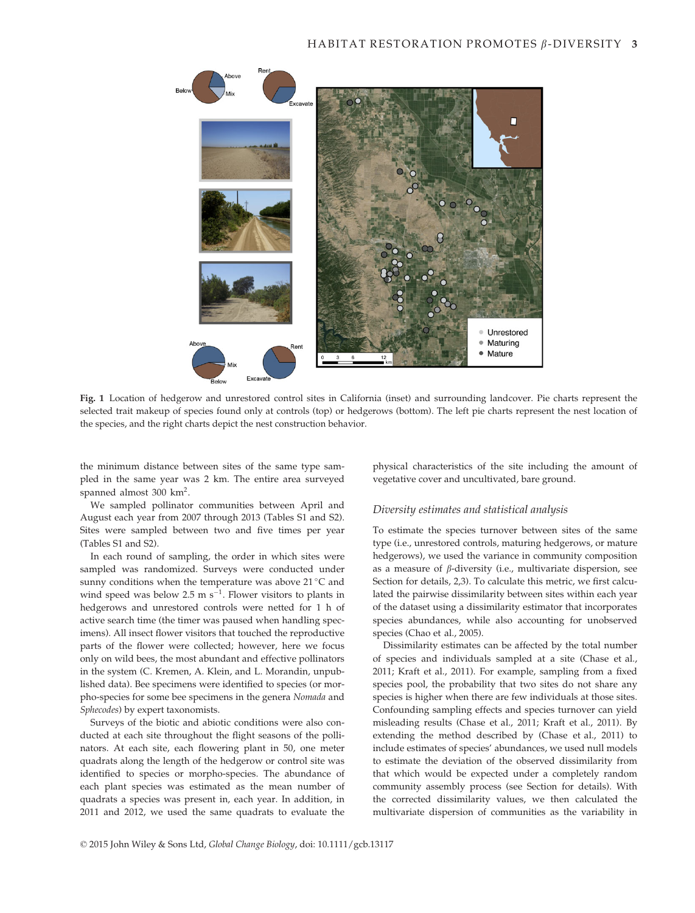**Fig. 1** Location of hedgerow and unrestored control sites in California (inset) and surrounding landcover. Pie charts represent the selected trait makeup of species found only at controls (top) or hedgerows (bottom). The left pie charts represent the nest location of the species, and the right charts depict the nest construction behavior.

the minimum distance between sites of the same type sampled in the same year was 2 km. The entire area surveyed spanned almost 300 km$^2$.

We sampled pollinator communities between April and August each year from 2007 through 2013 (Tables S1 and S2). Sites were sampled between two and five times per year (Tables S1 and S2).

In each round of sampling, the order in which sites were sampled was randomized. Surveys were conducted under sunny conditions when the temperature was above 21 °C and wind speed was below 2.5 m s$^{-1}$. Flower visitors to plants in hedgerows and unrestored controls were netted for 1 h of active search time (the timer was paused when handling specimens). All insect flower visitors that touched the reproductive parts of the flower were collected; however, here we focus only on wild bees, the most abundant and effective pollinators in the system (C. Kremen, A. Klein, and L. Morandin, unpublished data). Bee specimens were identified to species (or morpho-species for some bee specimens in the genera *Nomada* and *Sphecodes*) by expert taxonomists.

Surveys of the biotic and abiotic conditions were also conducted at each site throughout the flight seasons of the pollinators. At each site, each flowering plant in 50, one meter quadrats along the length of the hedgerow or control site was identified to species or morpho-species. The abundance of each plant species was estimated as the mean number of quadrats a species was present in, each year. In addition, in 2011 and 2012, we used the same quadrats to evaluate the physical characteristics of the site including the amount of vegetative cover and uncultivated, bare ground.

### *Diversity estimates and statistical analysis*

To estimate the species turnover between sites of the same type (i.e., unrestored controls, maturing hedgerows, or mature hedgerows), we used the variance in community composition as a measure of $\beta$-diversity (i.e., multivariate dispersion, see Section for details, 2,3). To calculate this metric, we first calculated the pairwise dissimilarity between sites within each year of the dataset using a dissimilarity estimator that incorporates species abundances, while also accounting for unobserved species (Chao et al., 2005).

Dissimilarity estimates can be affected by the total number of species and individuals sampled at a site (Chase et al., 2011; Kraft et al., 2011). For example, sampling from a fixed species pool, the probability that two sites do not share any species is higher when there are few individuals at those sites. Confounding sampling effects and species turnover can yield misleading results (Chase et al., 2011; Kraft et al., 2011). By extending the method described by (Chase et al., 2011) to include estimates of species' abundances, we used null models to estimate the deviation of the observed dissimilarity from that which would be expected under a completely random community assembly process (see Section for details). With the corrected dissimilarity values, we then calculated the multivariate dispersion of communities as the variability in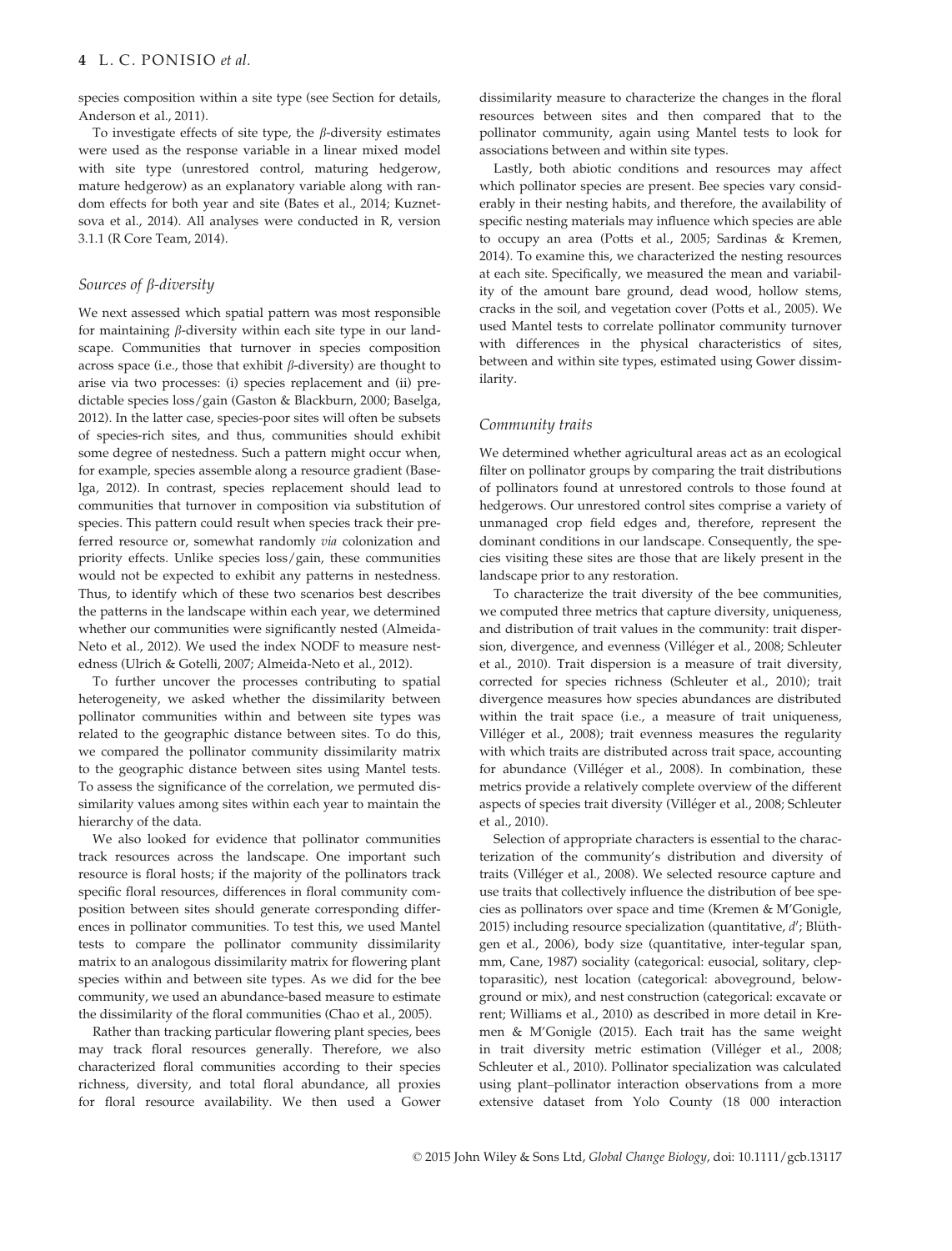species composition within a site type (see Section for details, Anderson et al., 2011).

To investigate effects of site type, the $\beta$-diversity estimates were used as the response variable in a linear mixed model with site type (unrestored control, maturing hedgerow, mature hedgerow) as an explanatory variable along with random effects for both year and site (Bates et al., 2014; Kuznetsova et al., 2014). All analyses were conducted in R, version 3.1.1 (R Core Team, 2014).

### *Sources of β-diversity*

We next assessed which spatial pattern was most responsible for maintaining $\beta$-diversity within each site type in our landscape. Communities that turnover in species composition across space (i.e., those that exhibit $\beta$-diversity) are thought to arise via two processes: (i) species replacement and (ii) predictable species loss/gain (Gaston & Blackburn, 2000; Baselga, 2012). In the latter case, species-poor sites will often be subsets of species-rich sites, and thus, communities should exhibit some degree of nestedness. Such a pattern might occur when, for example, species assemble along a resource gradient (Baselga, 2012). In contrast, species replacement should lead to communities that turnover in composition via substitution of species. This pattern could result when species track their preferred resource or, somewhat randomly *via* colonization and priority effects. Unlike species loss/gain, these communities would not be expected to exhibit any patterns in nestedness. Thus, to identify which of these two scenarios best describes the patterns in the landscape within each year, we determined whether our communities were significantly nested (Almeida-Neto et al., 2012). We used the index NODF to measure nestedness (Ulrich & Gotelli, 2007; Almeida-Neto et al., 2012).

To further uncover the processes contributing to spatial heterogeneity, we asked whether the dissimilarity between pollinator communities within and between site types was related to the geographic distance between sites. To do this, we compared the pollinator community dissimilarity matrix to the geographic distance between sites using Mantel tests. To assess the significance of the correlation, we permuted dissimilarity values among sites within each year to maintain the hierarchy of the data.

We also looked for evidence that pollinator communities track resources across the landscape. One important such resource is floral hosts; if the majority of the pollinators track specific floral resources, differences in floral community composition between sites should generate corresponding differences in pollinator communities. To test this, we used Mantel tests to compare the pollinator community dissimilarity matrix to an analogous dissimilarity matrix for flowering plant species within and between site types. As we did for the bee community, we used an abundance-based measure to estimate the dissimilarity of the floral communities (Chao et al., 2005).

Rather than tracking particular flowering plant species, bees may track floral resources generally. Therefore, we also characterized floral communities according to their species richness, diversity, and total floral abundance, all proxies for floral resource availability. We then used a Gower dissimilarity measure to characterize the changes in the floral resources between sites and then compared that to the pollinator community, again using Mantel tests to look for associations between and within site types.

Lastly, both abiotic conditions and resources may affect which pollinator species are present. Bee species vary considerably in their nesting habits, and therefore, the availability of specific nesting materials may influence which species are able to occupy an area (Potts et al., 2005; Sardinas & Kremen, 2014). To examine this, we characterized the nesting resources at each site. Specifically, we measured the mean and variability of the amount bare ground, dead wood, hollow stems, cracks in the soil, and vegetation cover (Potts et al., 2005). We used Mantel tests to correlate pollinator community turnover with differences in the physical characteristics of sites, between and within site types, estimated using Gower dissimilarity.

### *Community traits*

We determined whether agricultural areas act as an ecological filter on pollinator groups by comparing the trait distributions of pollinators found at unrestored controls to those found at hedgerows. Our unrestored control sites comprise a variety of unmanaged crop field edges and, therefore, represent the dominant conditions in our landscape. Consequently, the species visiting these sites are those that are likely present in the landscape prior to any restoration.

To characterize the trait diversity of the bee communities, we computed three metrics that capture diversity, uniqueness, and distribution of trait values in the community: trait dispersion, divergence, and evenness (Villéger et al., 2008; Schleuter et al., 2010). Trait dispersion is a measure of trait diversity, corrected for species richness (Schleuter et al., 2010); trait divergence measures how species abundances are distributed within the trait space (i.e., a measure of trait uniqueness, Villéger et al., 2008); trait evenness measures the regularity with which traits are distributed across trait space, accounting for abundance (Villéger et al., 2008). In combination, these metrics provide a relatively complete overview of the different aspects of species trait diversity (Villéger et al., 2008; Schleuter et al., 2010).

Selection of appropriate characters is essential to the characterization of the community's distribution and diversity of traits (Villéger et al., 2008). We selected resource capture and use traits that collectively influence the distribution of bee species as pollinators over space and time (Kremen & M'Gonigle, 2015) including resource specialization (quantitative, $d'$; Blüthgen et al., 2006), body size (quantitative, inter-tegular span, mm, Cane, 1987) sociality (categorical: eusocial, solitary, cleptoparasitic), nest location (categorical: aboveground, belowground or mix), and nest construction (categorical: excavate or rent; Williams et al., 2010) as described in more detail in Kremen & M'Gonigle (2015). Each trait has the same weight in trait diversity metric estimation (Villéger et al., 2008; Schleuter et al., 2010). Pollinator specialization was calculated using plant–pollinator interaction observations from a more extensive dataset from Yolo County (18 000 interaction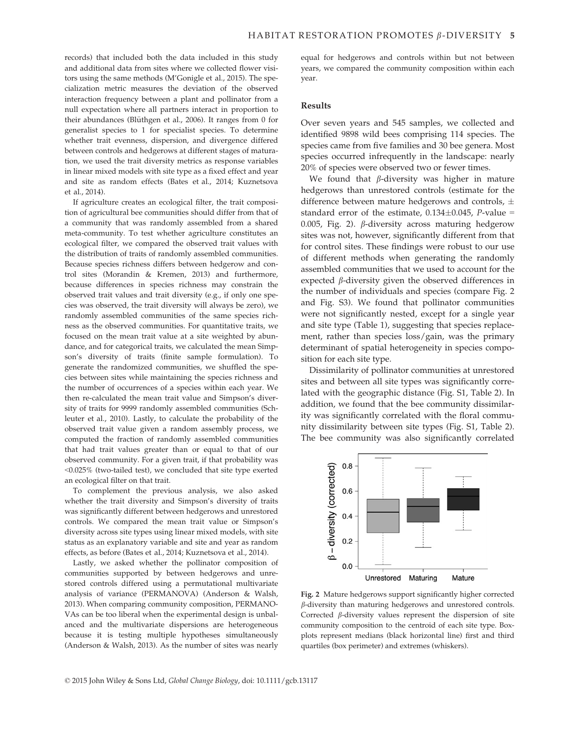records) that included both the data included in this study and additional data from sites where we collected flower visitors using the same methods (M'Gonigle et al., 2015). The specialization metric measures the deviation of the observed interaction frequency between a plant and pollinator from a null expectation where all partners interact in proportion to their abundances (Blüthgen et al., 2006). It ranges from 0 for generalist species to 1 for specialist species. To determine whether trait evenness, dispersion, and divergence differed between controls and hedgerows at different stages of maturation, we used the trait diversity metrics as response variables in linear mixed models with site type as a fixed effect and year and site as random effects (Bates et al., 2014; Kuznetsova et al., 2014).

If agriculture creates an ecological filter, the trait composition of agricultural bee communities should differ from that of a community that was randomly assembled from a shared meta-community. To test whether agriculture constitutes an ecological filter, we compared the observed trait values with the distribution of traits of randomly assembled communities. Because species richness differs between hedgerow and control sites (Morandin & Kremen, 2013) and furthermore, because differences in species richness may constrain the observed trait values and trait diversity (e.g., if only one species was observed, the trait diversity will always be zero), we randomly assembled communities of the same species richness as the observed communities. For quantitative traits, we focused on the mean trait value at a site weighted by abundance, and for categorical traits, we calculated the mean Simpson's diversity of traits (finite sample formulation). To generate the randomized communities, we shuffled the species between sites while maintaining the species richness and the number of occurrences of a species within each year. We then re-calculated the mean trait value and Simpson's diversity of traits for 9999 randomly assembled communities (Schleuter et al., 2010). Lastly, to calculate the probability of the observed trait value given a random assembly process, we computed the fraction of randomly assembled communities that had trait values greater than or equal to that of our observed community. For a given trait, if that probability was <0.025% (two-tailed test), we concluded that site type exerted an ecological filter on that trait.

To complement the previous analysis, we also asked whether the trait diversity and Simpson's diversity of traits was significantly different between hedgerows and unrestored controls. We compared the mean trait value or Simpson's diversity across site types using linear mixed models, with site status as an explanatory variable and site and year as random effects, as before (Bates et al., 2014; Kuznetsova et al., 2014).

Lastly, we asked whether the pollinator composition of communities supported by between hedgerows and unrestored controls differed using a permutational multivariate analysis of variance (PERMANOVA) (Anderson & Walsh, 2013). When comparing community composition, PERMANOVAs can be too liberal when the experimental design is unbalanced and the multivariate dispersions are heterogeneous because it is testing multiple hypotheses simultaneously (Anderson & Walsh, 2013). As the number of sites was nearly equal for hedgerows and controls within but not between years, we compared the community composition within each year.

## Results

Over seven years and 545 samples, we collected and identified 9898 wild bees comprising 114 species. The species came from five families and 30 bee genera. Most species occurred infrequently in the landscape: nearly 20% of species were observed two or fewer times.

We found that $\beta$-diversity was higher in mature hedgerows than unrestored controls (estimate for the difference between mature hedgerows and controls, $\pm$ standard error of the estimate, $0.134 \pm 0.045$, $P$-value = 0.005, Fig. 2). $\beta$-diversity across maturing hedgerow sites was not, however, significantly different from that for control sites. These findings were robust to our use of different methods when generating the randomly assembled communities that we used to account for the expected $\beta$-diversity given the observed differences in the number of individuals and species (compare Fig. 2 and Fig. S3). We found that pollinator communities were not significantly nested, except for a single year and site type (Table 1), suggesting that species replacement, rather than species loss/gain, was the primary determinant of spatial heterogeneity in species composition for each site type.

Dissimilarity of pollinator communities at unrestored sites and between all site types was significantly correlated with the geographic distance (Fig. S1, Table 2). In addition, we found that the bee community dissimilarity was significantly correlated with the floral community dissimilarity between site types (Fig. S1, Table 2). The bee community was also significantly correlated

β – diversity (corrected)
0.8
0.6
0.4
0.2
0.0
Unrestored
Maturing
Mature

**Fig. 2** Mature hedgerows support significantly higher corrected $\beta$-diversity than maturing hedgerows and unrestored controls. Corrected $\beta$-diversity values represent the dispersion of site community composition to the centroid of each site type. Boxplots represent medians (black horizontal line) first and third quartiles (box perimeter) and extremes (whiskers).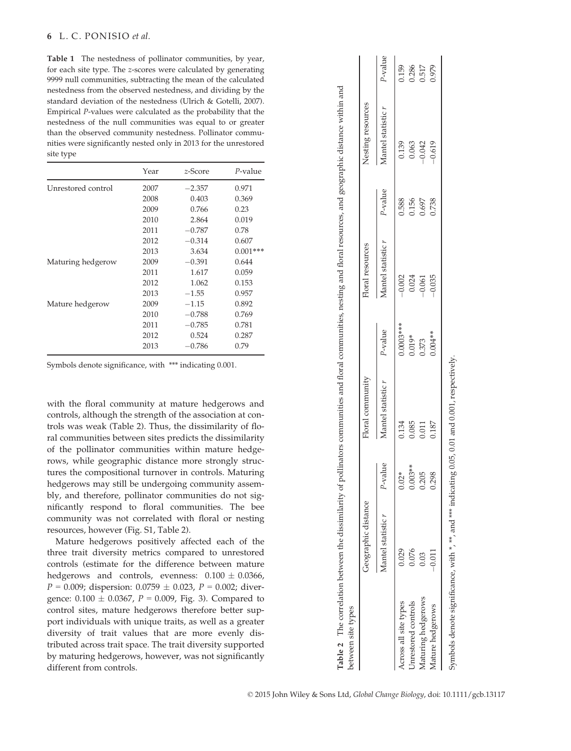**Table 1** The nestedness of pollinator communities, by year, for each site type. The *z*-scores were calculated by generating 9999 null communities, subtracting the mean of the calculated nestedness from the observed nestedness, and dividing by the standard deviation of the nestedness (Ulrich & Gotelli, 2007). Empirical *P*-values were calculated as the probability that the nestedness of the null communities was equal to or greater than the observed community nestedness. Pollinator communities were significantly nested only in 2013 for the unrestored site type

| | Year | *z*-Score | *P*-value |
|---|---|---|---|
| Unrestored control | 2007 | −2.357 | 0.971 |
| | 2008 | 0.403 | 0.369 |
| | 2009 | 0.766 | 0.23 |
| | 2010 | 2.864 | 0.019 |
| | 2011 | −0.787 | 0.78 |
| | 2012 | −0.314 | 0.607 |
| | 2013 | 3.634 | 0.001*** |
| Maturing hedgerow | 2009 | −0.391 | 0.644 |
| | 2011 | 1.617 | 0.059 |
| | 2012 | 1.062 | 0.153 |
| | 2013 | −1.55 | 0.957 |
| Mature hedgerow | 2009 | −1.15 | 0.892 |
| | 2010 | −0.788 | 0.769 |
| | 2011 | −0.785 | 0.781 |
| | 2012 | 0.524 | 0.287 |
| | 2013 | −0.786 | 0.79 |

Symbols denote significance, with *** indicating 0.001.

with the floral community at mature hedgerows and controls, although the strength of the association at controls was weak (Table 2). Thus, the dissimilarity of floral communities between sites predicts the dissimilarity of the pollinator communities within mature hedgerows, while geographic distance more strongly structures the compositional turnover in controls. Maturing hedgerows may still be undergoing community assembly, and therefore, pollinator communities do not significantly respond to floral communities. The bee community was not correlated with floral or nesting resources, however (Fig. S1, Table 2).

Mature hedgerows positively affected each of the three trait diversity metrics compared to unrestored controls (estimate for the difference between mature hedgerows and controls, evenness: $0.100 \pm 0.0366$, $P = 0.009$; dispersion: $0.0759 \pm 0.023$, $P = 0.002$; divergence: $0.100 \pm 0.0367$, $P = 0.009$, Fig. 3). Compared to control sites, mature hedgerows therefore better support individuals with unique traits, as well as a greater diversity of trait values that are more evenly distributed across trait space. The trait diversity supported by maturing hedgerows, however, was not significantly different from controls.

**Table 2** The correlation between the dissimilarity of pollinators communities and floral communities, nesting and floral resources, and geographic distance within and between site types

| | Geographic distance | | Floral community | | Floral resources | | Nesting resources | |
|---|---|---|---|---|---|---|---|---|
| | Mantel statistic *r* | *P*-value | Mantel statistic *r* | *P*-value | Mantel statistic *r* | *P*-value | Mantel statistic *r* | *P*-value |
| Across all site types | 0.029 | 0.02* | 0.134 | 0.0003*** | −0.002 | 0.588 | 0.139 | 0.159 |
| Unrestored controls | 0.076 | 0.003** | 0.085 | 0.019* | 0.024 | 0.156 | 0.063 | 0.286 |
| Maturing hedgerows | 0.03 | 0.205 | 0.011 | 0.373 | −0.061 | 0.697 | −0.042 | 0.517 |
| Mature hedgerows | −0.011 | 0.298 | 0.187 | 0.004** | −0.035 | 0.738 | −0.619 | 0.979 |

Symbols denote significance, with *, **, and *** indicating 0.05, 0.01 and 0.001, respectively.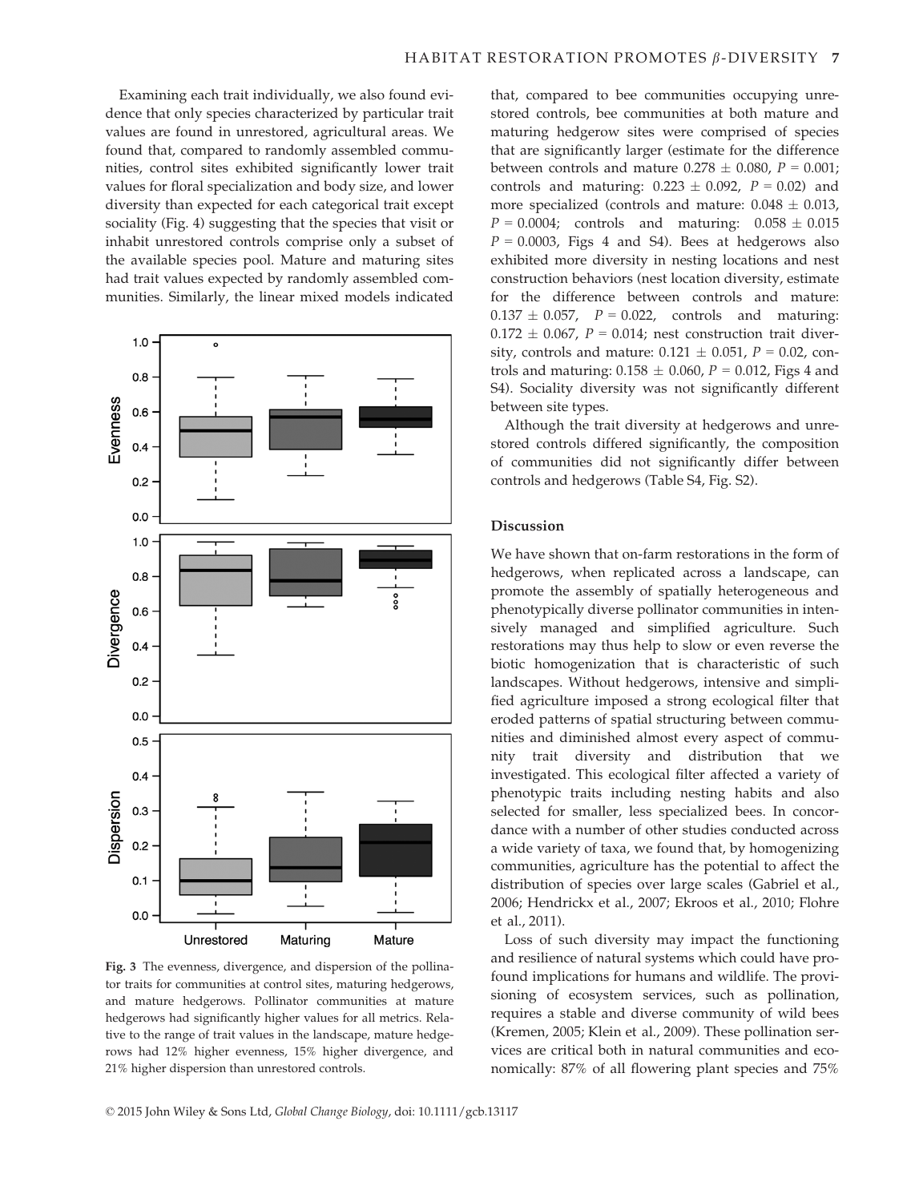Examining each trait individually, we also found evidence that only species characterized by particular trait values are found in unrestored, agricultural areas. We found that, compared to randomly assembled communities, control sites exhibited significantly lower trait values for floral specialization and body size, and lower diversity than expected for each categorical trait except sociality (Fig. 4) suggesting that the species that visit or inhabit unrestored controls comprise only a subset of the available species pool. Mature and maturing sites had trait values expected by randomly assembled communities. Similarly, the linear mixed models indicated that, compared to bee communities occupying unrestored controls, bee communities at both mature and maturing hedgerow sites were comprised of species that are significantly larger (estimate for the difference between controls and mature $0.278 \pm 0.080$, $P = 0.001$; controls and maturing: $0.223 \pm 0.092$, $P = 0.02$) and more specialized (controls and mature: $0.048 \pm 0.013$, $P = 0.0004$; controls and maturing: $0.058 \pm 0.015$ $P = 0.0003$, Figs 4 and S4). Bees at hedgerows also exhibited more diversity in nesting locations and nest construction behaviors (nest location diversity, estimate for the difference between controls and mature: $0.137 \pm 0.057$, $P = 0.022$, controls and maturing: $0.172 \pm 0.067$, $P = 0.014$; nest construction trait diversity, controls and mature: $0.121 \pm 0.051$, $P = 0.02$, controls and maturing: $0.158 \pm 0.060$, $P = 0.012$, Figs 4 and S4). Sociality diversity was not significantly different between site types.

Although the trait diversity at hedgerows and unrestored controls differed significantly, the composition of communities did not significantly differ between controls and hedgerows (Table S4, Fig. S2).

**Fig. 3** The evenness, divergence, and dispersion of the pollinator traits for communities at control sites, maturing hedgerows, and mature hedgerows. Pollinator communities at mature hedgerows had significantly higher values for all metrics. Relative to the range of trait values in the landscape, mature hedgerows had 12% higher evenness, 15% higher divergence, and 21% higher dispersion than unrestored controls.

## Discussion

We have shown that on-farm restorations in the form of hedgerows, when replicated across a landscape, can promote the assembly of spatially heterogeneous and phenotypically diverse pollinator communities in intensively managed and simplified agriculture. Such restorations may thus help to slow or even reverse the biotic homogenization that is characteristic of such landscapes. Without hedgerows, intensive and simplified agriculture imposed a strong ecological filter that eroded patterns of spatial structuring between communities and diminished almost every aspect of community trait diversity and distribution that we investigated. This ecological filter affected a variety of phenotypic traits including nesting habits and also selected for smaller, less specialized bees. In concordance with a number of other studies conducted across a wide variety of taxa, we found that, by homogenizing communities, agriculture has the potential to affect the distribution of species over large scales (Gabriel et al., 2006; Hendrickx et al., 2007; Ekroos et al., 2010; Flohre et al., 2011).

Loss of such diversity may impact the functioning and resilience of natural systems which could have profound implications for humans and wildlife. The provisioning of ecosystem services, such as pollination, requires a stable and diverse community of wild bees (Kremen, 2005; Klein et al., 2009). These pollination services are critical both in natural communities and economically: 87% of all flowering plant species and 75%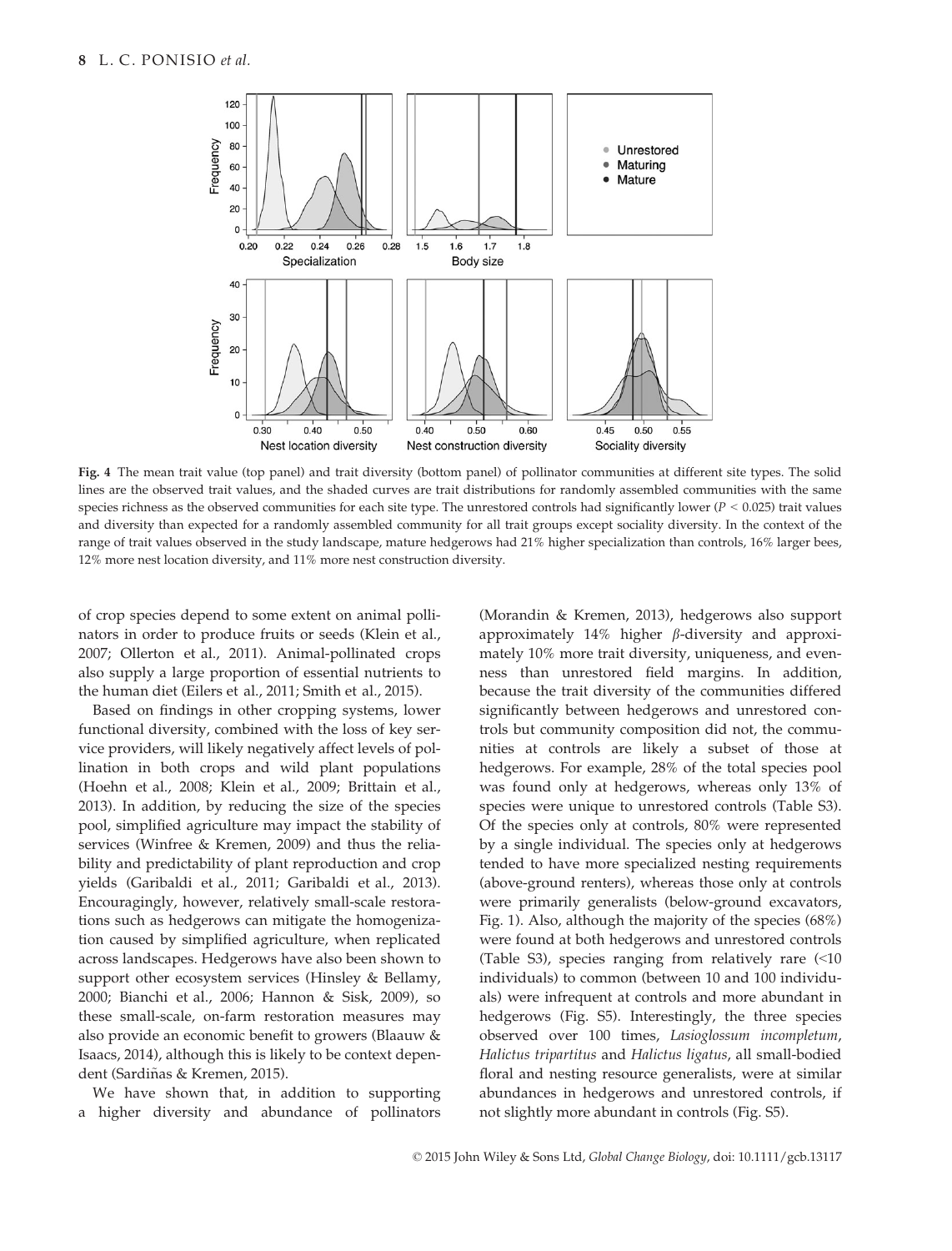**Fig. 4** The mean trait value (top panel) and trait diversity (bottom panel) of pollinator communities at different site types. The solid lines are the observed trait values, and the shaded curves are trait distributions for randomly assembled communities with the same species richness as the observed communities for each site type. The unrestored controls had significantly lower ($P < 0.025$) trait values and diversity than expected for a randomly assembled community for all trait groups except sociality diversity. In the context of the range of trait values observed in the study landscape, mature hedgerows had 21% higher specialization than controls, 16% larger bees, 12% more nest location diversity, and 11% more nest construction diversity.

of crop species depend to some extent on animal pollinators in order to produce fruits or seeds (Klein et al., 2007; Ollerton et al., 2011). Animal-pollinated crops also supply a large proportion of essential nutrients to the human diet (Eilers et al., 2011; Smith et al., 2015).

Based on findings in other cropping systems, lower functional diversity, combined with the loss of key service providers, will likely negatively affect levels of pollination in both crops and wild plant populations (Hoehn et al., 2008; Klein et al., 2009; Brittain et al., 2013). In addition, by reducing the size of the species pool, simplified agriculture may impact the stability of services (Winfree & Kremen, 2009) and thus the reliability and predictability of plant reproduction and crop yields (Garibaldi et al., 2011; Garibaldi et al., 2013). Encouragingly, however, relatively small-scale restorations such as hedgerows can mitigate the homogenization caused by simplified agriculture, when replicated across landscapes. Hedgerows have also been shown to support other ecosystem services (Hinsley & Bellamy, 2000; Bianchi et al., 2006; Hannon & Sisk, 2009), so these small-scale, on-farm restoration measures may also provide an economic benefit to growers (Blaauw & Isaacs, 2014), although this is likely to be context dependent (Sardiñas & Kremen, 2015).

We have shown that, in addition to supporting a higher diversity and abundance of pollinators (Morandin & Kremen, 2013), hedgerows also support approximately 14% higher $\beta$-diversity and approximately 10% more trait diversity, uniqueness, and evenness than unrestored field margins. In addition, because the trait diversity of the communities differed significantly between hedgerows and unrestored controls but community composition did not, the communities at controls are likely a subset of those at hedgerows. For example, 28% of the total species pool was found only at hedgerows, whereas only 13% of species were unique to unrestored controls (Table S3). Of the species only at controls, 80% were represented by a single individual. The species only at hedgerows tended to have more specialized nesting requirements (above-ground renters), whereas those only at controls were primarily generalists (below-ground excavators, Fig. 1). Also, although the majority of the species (68%) were found at both hedgerows and unrestored controls (Table S3), species ranging from relatively rare (<10 individuals) to common (between 10 and 100 individuals) were infrequent at controls and more abundant in hedgerows (Fig. S5). Interestingly, the three species observed over 100 times, *Lasioglossum incompletum*, *Halictus tripartitus* and *Halictus ligatus*, all small-bodied floral and nesting resource generalists, were at similar abundances in hedgerows and unrestored controls, if not slightly more abundant in controls (Fig. S5).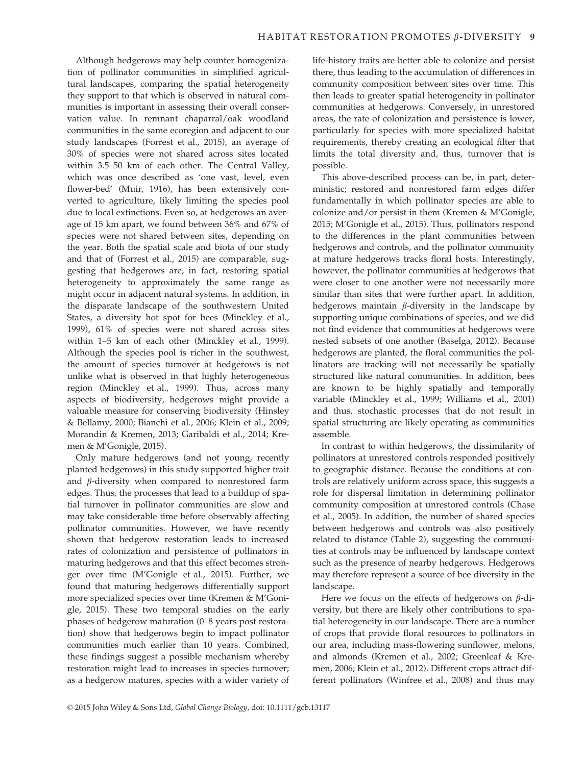Although hedgerows may help counter homogenization of pollinator communities in simplified agricultural landscapes, comparing the spatial heterogeneity they support to that which is observed in natural communities is important in assessing their overall conservation value. In remnant chaparral/oak woodland communities in the same ecoregion and adjacent to our study landscapes (Forrest et al., 2015), an average of 30% of species were not shared across sites located within 3.5–50 km of each other. The Central Valley, which was once described as 'one vast, level, even flower-bed' (Muir, 1916), has been extensively converted to agriculture, likely limiting the species pool due to local extinctions. Even so, at hedgerows an average of 15 km apart, we found between 36% and 67% of species were not shared between sites, depending on the year. Both the spatial scale and biota of our study and that of (Forrest et al., 2015) are comparable, suggesting that hedgerows are, in fact, restoring spatial heterogeneity to approximately the same range as might occur in adjacent natural systems. In addition, in the disparate landscape of the southwestern United States, a diversity hot spot for bees (Minckley et al., 1999), 61% of species were not shared across sites within 1–5 km of each other (Minckley et al., 1999). Although the species pool is richer in the southwest, the amount of species turnover at hedgerows is not unlike what is observed in that highly heterogeneous region (Minckley et al., 1999). Thus, across many aspects of biodiversity, hedgerows might provide a valuable measure for conserving biodiversity (Hinsley & Bellamy, 2000; Bianchi et al., 2006; Klein et al., 2009; Morandin & Kremen, 2013; Garibaldi et al., 2014; Kremen & M'Gonigle, 2015).

Only mature hedgerows (and not young, recently planted hedgerows) in this study supported higher trait and $\beta$-diversity when compared to nonrestored farm edges. Thus, the processes that lead to a buildup of spatial turnover in pollinator communities are slow and may take considerable time before observably affecting pollinator communities. However, we have recently shown that hedgerow restoration leads to increased rates of colonization and persistence of pollinators in maturing hedgerows and that this effect becomes stronger over time (M'Gonigle et al., 2015). Further, we found that maturing hedgerows differentially support more specialized species over time (Kremen & M'Gonigle, 2015). These two temporal studies on the early phases of hedgerow maturation (0–8 years post restoration) show that hedgerows begin to impact pollinator communities much earlier than 10 years. Combined, these findings suggest a possible mechanism whereby restoration might lead to increases in species turnover; as a hedgerow matures, species with a wider variety of life-history traits are better able to colonize and persist there, thus leading to the accumulation of differences in community composition between sites over time. This then leads to greater spatial heterogeneity in pollinator communities at hedgerows. Conversely, in unrestored areas, the rate of colonization and persistence is lower, particularly for species with more specialized habitat requirements, thereby creating an ecological filter that limits the total diversity and, thus, turnover that is possible.

This above-described process can be, in part, deterministic; restored and nonrestored farm edges differ fundamentally in which pollinator species are able to colonize and/or persist in them (Kremen & M'Gonigle, 2015; M'Gonigle et al., 2015). Thus, pollinators respond to the differences in the plant communities between hedgerows and controls, and the pollinator community at mature hedgerows tracks floral hosts. Interestingly, however, the pollinator communities at hedgerows that were closer to one another were not necessarily more similar than sites that were further apart. In addition, hedgerows maintain $\beta$-diversity in the landscape by supporting unique combinations of species, and we did not find evidence that communities at hedgerows were nested subsets of one another (Baselga, 2012). Because hedgerows are planted, the floral communities the pollinators are tracking will not necessarily be spatially structured like natural communities. In addition, bees are known to be highly spatially and temporally variable (Minckley et al., 1999; Williams et al., 2001) and thus, stochastic processes that do not result in spatial structuring are likely operating as communities assemble.

In contrast to within hedgerows, the dissimilarity of pollinators at unrestored controls responded positively to geographic distance. Because the conditions at controls are relatively uniform across space, this suggests a role for dispersal limitation in determining pollinator community composition at unrestored controls (Chase et al., 2005). In addition, the number of shared species between hedgerows and controls was also positively related to distance (Table 2), suggesting the communities at controls may be influenced by landscape context such as the presence of nearby hedgerows. Hedgerows may therefore represent a source of bee diversity in the landscape.

Here we focus on the effects of hedgerows on $\beta$-diversity, but there are likely other contributions to spatial heterogeneity in our landscape. There are a number of crops that provide floral resources to pollinators in our area, including mass-flowering sunflower, melons, and almonds (Kremen et al., 2002; Greenleaf & Kremen, 2006; Klein et al., 2012). Different crops attract different pollinators (Winfree et al., 2008) and thus may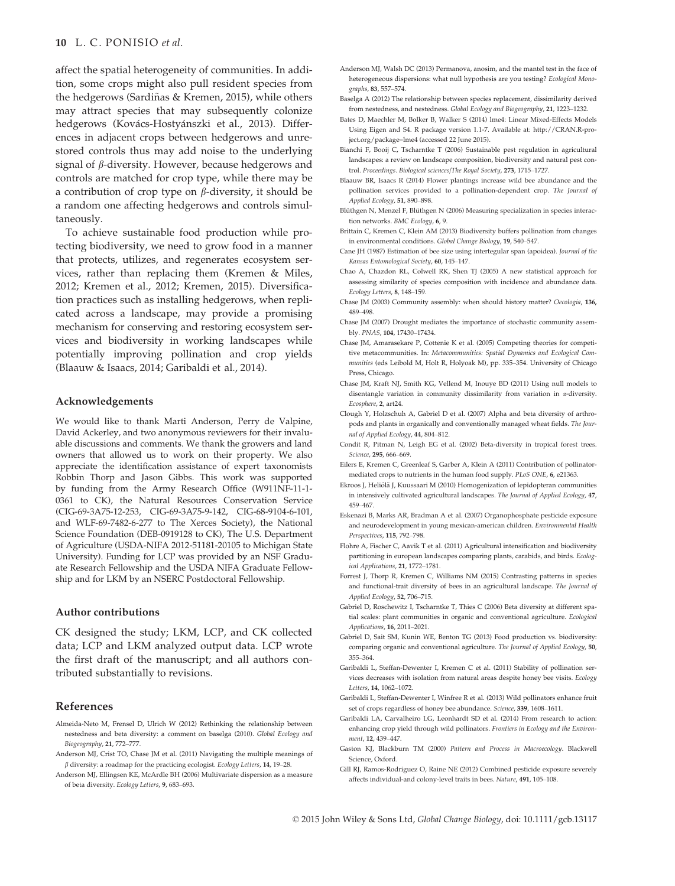affect the spatial heterogeneity of communities. In addition, some crops might also pull resident species from the hedgerows (Sardiñas & Kremen, 2015), while others may attract species that may subsequently colonize hedgerows (Kovács-Hostyánszki et al., 2013). Differences in adjacent crops between hedgerows and unrestored controls thus may add noise to the underlying signal of $\beta$-diversity. However, because hedgerows and controls are matched for crop type, while there may be a contribution of crop type on $\beta$-diversity, it should be a random one affecting hedgerows and controls simultaneously.

To achieve sustainable food production while protecting biodiversity, we need to grow food in a manner that protects, utilizes, and regenerates ecosystem services, rather than replacing them (Kremen & Miles, 2012; Kremen et al., 2012; Kremen, 2015). Diversification practices such as installing hedgerows, when replicated across a landscape, may provide a promising mechanism for conserving and restoring ecosystem services and biodiversity in working landscapes while potentially improving pollination and crop yields (Blaauw & Isaacs, 2014; Garibaldi et al., 2014).

### Acknowledgements

We would like to thank Marti Anderson, Perry de Valpine, David Ackerley, and two anonymous reviewers for their invaluable discussions and comments. We thank the growers and land owners that allowed us to work on their property. We also appreciate the identification assistance of expert taxonomists Robbin Thorp and Jason Gibbs. This work was supported by funding from the Army Research Office (W911NF-11-1-0361 to CK), the Natural Resources Conservation Service (CIG-69-3A75-12-253, CIG-69-3A75-9-142, CIG-68-9104-6-101, and WLF-69-7482-6-277 to The Xerces Society), the National Science Foundation (DEB-0919128 to CK), The U.S. Department of Agriculture (USDA-NIFA 2012-51181-20105 to Michigan State University). Funding for LCP was provided by an NSF Graduate Research Fellowship and the USDA NIFA Graduate Fellowship and for LKM by an NSERC Postdoctoral Fellowship.

### Author contributions

CK designed the study; LKM, LCP, and CK collected data; LCP and LKM analyzed output data. LCP wrote the first draft of the manuscript; and all authors contributed substantially to revisions.

### References

Almeida-Neto M, Frensel D, Ulrich W (2012) Rethinking the relationship between nestedness and beta diversity: a comment on baselga (2010). *Global Ecology and Biogeography*, **21**, 772–777.

Anderson MJ, Crist TO, Chase JM et al. (2011) Navigating the multiple meanings of $\beta$ diversity: a roadmap for the practicing ecologist. *Ecology Letters*, **14**, 19–28.

Anderson MJ, Ellingsen KE, McArdle BH (2006) Multivariate dispersion as a measure of beta diversity. *Ecology Letters*, **9**, 683–693.

Anderson MJ, Walsh DC (2013) Permanova, anosim, and the mantel test in the face of heterogeneous dispersions: what null hypothesis are you testing? *Ecological Monographs*, **83**, 557–574.

Baselga A (2012) The relationship between species replacement, dissimilarity derived from nestedness, and nestedness. *Global Ecology and Biogeography*, **21**, 1223–1232.

Bates D, Maechler M, Bolker B, Walker S (2014) lme4: Linear Mixed-Effects Models Using Eigen and S4. R package version 1.1-7. Available at: http://CRAN.R-project.org/package=lme4 (accessed 22 June 2015).

Bianchi F, Booij C, Tscharntke T (2006) Sustainable pest regulation in agricultural landscapes: a review on landscape composition, biodiversity and natural pest control. *Proceedings. Biological sciences/The Royal Society*, **273**, 1715–1727.

Blaauw BR, Isaacs R (2014) Flower plantings increase wild bee abundance and the pollination services provided to a pollination-dependent crop. *The Journal of Applied Ecology*, **51**, 890–898.

Blüthgen N, Menzel F, Blüthgen N (2006) Measuring specialization in species interaction networks. *BMC Ecology*, **6**, 9.

Brittain C, Kremen C, Klein AM (2013) Biodiversity buffers pollination from changes in environmental conditions. *Global Change Biology*, **19**, 540–547.

Cane JH (1987) Estimation of bee size using intertegular span (apoidea). *Journal of the Kansas Entomological Society*, **60**, 145–147.

Chao A, Chazdon RL, Colwell RK, Shen TJ (2005) A new statistical approach for assessing similarity of species composition with incidence and abundance data. *Ecology Letters*, **8**, 148–159.

Chase JM (2003) Community assembly: when should history matter? *Oecologia*, **136**, 489–498.

Chase JM (2007) Drought mediates the importance of stochastic community assembly. *PNAS*, **104**, 17430–17434.

Chase JM, Amarasekare P, Cottenie K et al. (2005) Competing theories for competitive metacommunities. In: *Metacommunities: Spatial Dynamics and Ecological Communities* (eds Leibold M, Holt R, Holyoak M), pp. 335–354. University of Chicago Press, Chicago.

Chase JM, Kraft NJ, Smith KG, Vellend M, Inouye BD (2011) Using null models to disentangle variation in community dissimilarity from variation in $\alpha$-diversity. *Ecosphere*, **2**, art24.

Clough Y, Holzschuh A, Gabriel D et al. (2007) Alpha and beta diversity of arthropods and plants in organically and conventionally managed wheat fields. *The Journal of Applied Ecology*, **44**, 804–812.

Condit R, Pitman N, Leigh EG et al. (2002) Beta-diversity in tropical forest trees. *Science*, **295**, 666–669.

Eilers E, Kremen C, Greenleaf S, Garber A, Klein A (2011) Contribution of pollinator-mediated crops to nutrients in the human food supply. *PLoS ONE*, **6**, e21363.

Ekroos J, Heliölä J, Kuussaari M (2010) Homogenization of lepidopteran communities in intensively cultivated agricultural landscapes. *The Journal of Applied Ecology*, **47**, 459–467.

Eskenazi B, Marks AR, Bradman A et al. (2007) Organophosphate pesticide exposure and neurodevelopment in young mexican-american children. *Environmental Health Perspectives*, **115**, 792–798.

Flohre A, Fischer C, Aavik T et al. (2011) Agricultural intensification and biodiversity partitioning in european landscapes comparing plants, carabids, and birds. *Ecological Applications*, **21**, 1772–1781.

Forrest J, Thorp R, Kremen C, Williams NM (2015) Contrasting patterns in species and functional-trait diversity of bees in an agricultural landscape. *The Journal of Applied Ecology*, **52**, 706–715.

Gabriel D, Roschewitz I, Tscharntke T, Thies C (2006) Beta diversity at different spatial scales: plant communities in organic and conventional agriculture. *Ecological Applications*, **16**, 2011–2021.

Gabriel D, Sait SM, Kunin WE, Benton TG (2013) Food production vs. biodiversity: comparing organic and conventional agriculture. *The Journal of Applied Ecology*, **50**, 355–364.

Garibaldi L, Steffan-Dewenter I, Kremen C et al. (2011) Stability of pollination services decreases with isolation from natural areas despite honey bee visits. *Ecology Letters*, **14**, 1062–1072.

Garibaldi L, Steffan-Dewenter I, Winfree R et al. (2013) Wild pollinators enhance fruit set of crops regardless of honey bee abundance. *Science*, **339**, 1608–1611.

Garibaldi LA, Carvalheiro LG, Leonhardt SD et al. (2014) From research to action: enhancing crop yield through wild pollinators. *Frontiers in Ecology and the Environment*, **12**, 439–447.

Gaston KJ, Blackburn TM (2000) *Pattern and Process in Macroecology*. Blackwell Science, Oxford.

Gill RJ, Ramos-Rodriguez O, Raine NE (2012) Combined pesticide exposure severely affects individual-and colony-level traits in bees. *Nature*, **491**, 105–108.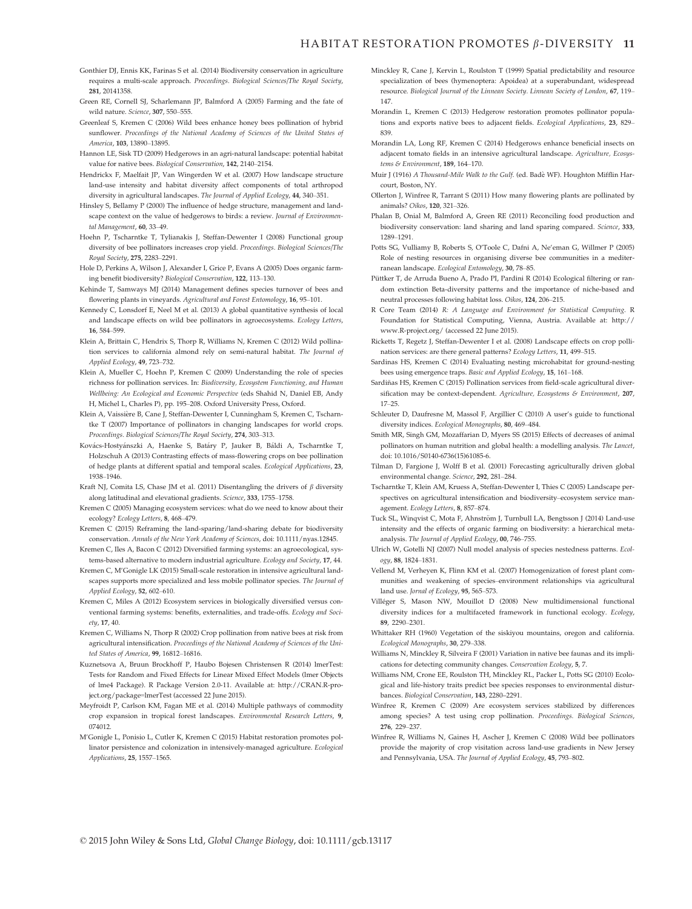Gonthier DJ, Ennis KK, Farinas S et al. (2014) Biodiversity conservation in agriculture requires a multi-scale approach. *Proceedings. Biological Sciences/The Royal Society*, **281**, 20141358.

Green RE, Cornell SJ, Scharlemann JP, Balmford A (2005) Farming and the fate of wild nature. *Science*, **307**, 550–555.

Greenleaf S, Kremen C (2006) Wild bees enhance honey bees pollination of hybrid sunflower. *Proceedings of the National Academy of Sciences of the United States of America*, **103**, 13890–13895.

Hannon LE, Sisk TD (2009) Hedgerows in an agri-natural landscape: potential habitat value for native bees. *Biological Conservation*, **142**, 2140–2154.

Hendrickx F, Maelfait JP, Van Wingerden W et al. (2007) How landscape structure land-use intensity and habitat diversity affect components of total arthropod diversity in agricultural landscapes. *The Journal of Applied Ecology*, **44**, 340–351.

Hinsley S, Bellamy P (2000) The influence of hedge structure, management and landscape context on the value of hedgerows to birds: a review. *Journal of Environmental Management*, **60**, 33–49.

Hoehn P, Tscharntke T, Tylianakis J, Steffan-Dewenter I (2008) Functional group diversity of bee pollinators increases crop yield. *Proceedings. Biological Sciences/The Royal Society*, **275**, 2283–2291.

Hole D, Perkins A, Wilson J, Alexander I, Grice P, Evans A (2005) Does organic farming benefit biodiversity? *Biological Conservation*, **122**, 113–130.

Kehinde T, Samways MJ (2014) Management defines species turnover of bees and flowering plants in vineyards. *Agricultural and Forest Entomology*, **16**, 95–101.

Kennedy C, Lonsdorf E, Neel M et al. (2013) A global quantitative synthesis of local and landscape effects on wild bee pollinators in agroecosystems. *Ecology Letters*, **16**, 584–599.

Klein A, Brittain C, Hendrix S, Thorp R, Williams N, Kremen C (2012) Wild pollination services to california almond rely on semi-natural habitat. *The Journal of Applied Ecology*, **49**, 723–732.

Klein A, Mueller C, Hoehn P, Kremen C (2009) Understanding the role of species richness for pollination services. In: *Biodiversity, Ecosystem Functioning, and Human Wellbeing: An Ecological and Economic Perspective* (eds Shahid N, Daniel EB, Andy H, Michel L, Charles P), pp. 195–208. Oxford University Press, Oxford.

Klein A, Vaissière B, Cane J, Steffan-Dewenter I, Cunningham S, Kremen C, Tscharntke T (2007) Importance of pollinators in changing landscapes for world crops. *Proceedings. Biological Sciences/The Royal Society*, **274**, 303–313.

Kovács-Hostyánszki A, Haenke S, Batáry P, Jauker B, Báldi A, Tscharntke T, Holzschuh A (2013) Contrasting effects of mass-flowering crops on bee pollination of hedge plants at different spatial and temporal scales. *Ecological Applications*, **23**, 1938–1946.

Kraft NJ, Comita LS, Chase JM et al. (2011) Disentangling the drivers of $\beta$ diversity along latitudinal and elevational gradients. *Science*, **333**, 1755–1758.

Kremen C (2005) Managing ecosystem services: what do we need to know about their ecology? *Ecology Letters*, **8**, 468–479.

Kremen C (2015) Reframing the land-sparing/land-sharing debate for biodiversity conservation. *Annals of the New York Academy of Sciences*, doi: 10.1111/nyas.12845.

Kremen C, Iles A, Bacon C (2012) Diversified farming systems: an agroecological, systems-based alternative to modern industrial agriculture. *Ecology and Society*, **17**, 44.

Kremen C, M'Gonigle LK (2015) Small-scale restoration in intensive agricultural landscapes supports more specialized and less mobile pollinator species. *The Journal of Applied Ecology*, **52**, 602–610.

Kremen C, Miles A (2012) Ecosystem services in biologically diversified versus conventional farming systems: benefits, externalities, and trade-offs. *Ecology and Society*, **17**, 40.

Kremen C, Williams N, Thorp R (2002) Crop pollination from native bees at risk from agricultural intensification. *Proceedings of the National Academy of Sciences of the United States of America*, **99**, 16812–16816.

Kuznetsova A, Bruun Brockhoff P, Haubo Bojesen Christensen R (2014) lmerTest: Tests for Random and Fixed Effects for Linear Mixed Effect Models (lmer Objects of lme4 Package). R Package Version 2.0-11. Available at: http://CRAN.R-project.org/package=lmerTest (accessed 22 June 2015).

Meyfroidt P, Carlson KM, Fagan ME et al. (2014) Multiple pathways of commodity crop expansion in tropical forest landscapes. *Environmental Research Letters*, **9**, 074012.

M'Gonigle L, Ponisio L, Cutler K, Kremen C (2015) Habitat restoration promotes pollinator persistence and colonization in intensively-managed agriculture. *Ecological Applications*, **25**, 1557–1565.

Minckley R, Cane J, Kervin L, Roulston T (1999) Spatial predictability and resource specialization of bees (hymenoptera: Apoidea) at a superabundant, widespread resource. *Biological Journal of the Linnean Society. Linnean Society of London*, **67**, 119–147.

Morandin L, Kremen C (2013) Hedgerow restoration promotes pollinator populations and exports native bees to adjacent fields. *Ecological Applications*, **23**, 829–839.

Morandin LA, Long RF, Kremen C (2014) Hedgerows enhance beneficial insects on adjacent tomato fields in an intensive agricultural landscape. *Agriculture, Ecosystems & Environment*, **189**, 164–170.

Muir J (1916) *A Thousand-Mile Walk to the Gulf.* (ed. Badè WF). Houghton Mifflin Harcourt, Boston, NY.

Ollerton J, Winfree R, Tarrant S (2011) How many flowering plants are pollinated by animals? *Oikos*, **120**, 321–326.

Phalan B, Onial M, Balmford A, Green RE (2011) Reconciling food production and biodiversity conservation: land sharing and land sparing compared. *Science*, **333**, 1289–1291.

Potts SG, Vulliamy B, Roberts S, O'Toole C, Dafni A, Ne'eman G, Willmer P (2005) Role of nesting resources in organising diverse bee communities in a mediterranean landscape. *Ecological Entomology*, **30**, 78–85.

Püttker T, de Arruda Bueno A, Prado PI, Pardini R (2014) Ecological filtering or random extinction Beta-diversity patterns and the importance of niche-based and neutral processes following habitat loss. *Oikos*, **124**, 206–215.

R Core Team (2014) *R: A Language and Environment for Statistical Computing.* R Foundation for Statistical Computing, Vienna, Austria. Available at: http://www.R-project.org/ (accessed 22 June 2015).

Ricketts T, Regetz J, Steffan-Dewenter I et al. (2008) Landscape effects on crop pollination services: are there general patterns? *Ecology Letters*, **11**, 499–515.

Sardinas HS, Kremen C (2014) Evaluating nesting microhabitat for ground-nesting bees using emergence traps. *Basic and Applied Ecology*, **15**, 161–168.

Sardiñas HS, Kremen C (2015) Pollination services from field-scale agricultural diversification may be context-dependent. *Agriculture, Ecosystems & Environment*, **207**, 17–25.

Schleuter D, Daufresne M, Massol F, Argillier C (2010) A user's guide to functional diversity indices. *Ecological Monographs*, **80**, 469–484.

Smith MR, Singh GM, Mozaffarian D, Myers SS (2015) Effects of decreases of animal pollinators on human nutrition and global health: a modelling analysis. *The Lancet*, doi: 10.1016/S0140-6736(15)61085-6.

Tilman D, Fargione J, Wolff B et al. (2001) Forecasting agriculturally driven global environmental change. *Science*, **292**, 281–284.

Tscharntke T, Klein AM, Kruess A, Steffan-Dewenter I, Thies C (2005) Landscape perspectives on agricultural intensification and biodiversity–ecosystem service management. *Ecology Letters*, **8**, 857–874.

Tuck SL, Winqvist C, Mota F, Ahnström J, Turnbull LA, Bengtsson J (2014) Land-use intensity and the effects of organic farming on biodiversity: a hierarchical meta-analysis. *The Journal of Applied Ecology*, **00**, 746–755.

Ulrich W, Gotelli NJ (2007) Null model analysis of species nestedness patterns. *Ecology*, **88**, 1824–1831.

Vellend M, Verheyen K, Flinn KM et al. (2007) Homogenization of forest plant communities and weakening of species–environment relationships via agricultural land use. *Jornal of Ecology*, **95**, 565–573.

Villéger S, Mason NW, Mouillot D (2008) New multidimensional functional diversity indices for a multifaceted framework in functional ecology. *Ecology*, **89**, 2290–2301.

Whittaker RH (1960) Vegetation of the siskiyou mountains, oregon and california. *Ecological Monographs*, **30**, 279–338.

Williams N, Minckley R, Silveira F (2001) Variation in native bee faunas and its implications for detecting community changes. *Conservation Ecology*, **5**, 7.

Williams NM, Crone EE, Roulston TH, Minckley RL, Packer L, Potts SG (2010) Ecological and life-history traits predict bee species responses to environmental disturbances. *Biological Conservation*, **143**, 2280–2291.

Winfree R, Kremen C (2009) Are ecosystem services stabilized by differences among species? A test using crop pollination. *Proceedings. Biological Sciences*, **276**, 229–237.

Winfree R, Williams N, Gaines H, Ascher J, Kremen C (2008) Wild bee pollinators provide the majority of crop visitation across land-use gradients in New Jersey and Pennsylvania, USA. *The Journal of Applied Ecology*, **45**, 793–802.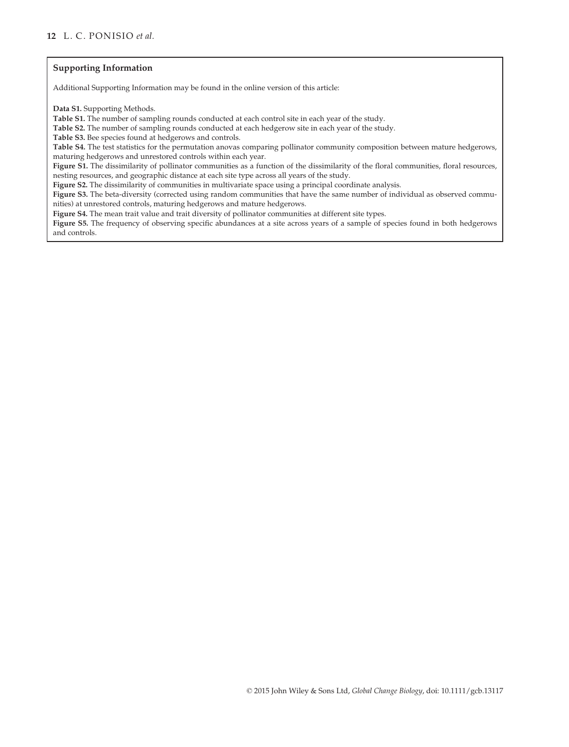## Supporting Information

Additional Supporting Information may be found in the online version of this article:

**Data S1.** Supporting Methods.
**Table S1.** The number of sampling rounds conducted at each control site in each year of the study.
**Table S2.** The number of sampling rounds conducted at each hedgerow site in each year of the study.
**Table S3.** Bee species found at hedgerows and controls.
**Table S4.** The test statistics for the permutation anovas comparing pollinator community composition between mature hedgerows, maturing hedgerows and unrestored controls within each year.
**Figure S1.** The dissimilarity of pollinator communities as a function of the dissimilarity of the floral communities, floral resources, nesting resources, and geographic distance at each site type across all years of the study.
**Figure S2.** The dissimilarity of communities in multivariate space using a principal coordinate analysis.
**Figure S3.** The beta-diversity (corrected using random communities that have the same number of individual as observed communities) at unrestored controls, maturing hedgerows and mature hedgerows.
**Figure S4.** The mean trait value and trait diversity of pollinator communities at different site types.
**Figure S5.** The frequency of observing specific abundances at a site across years of a sample of species found in both hedgerows and controls.